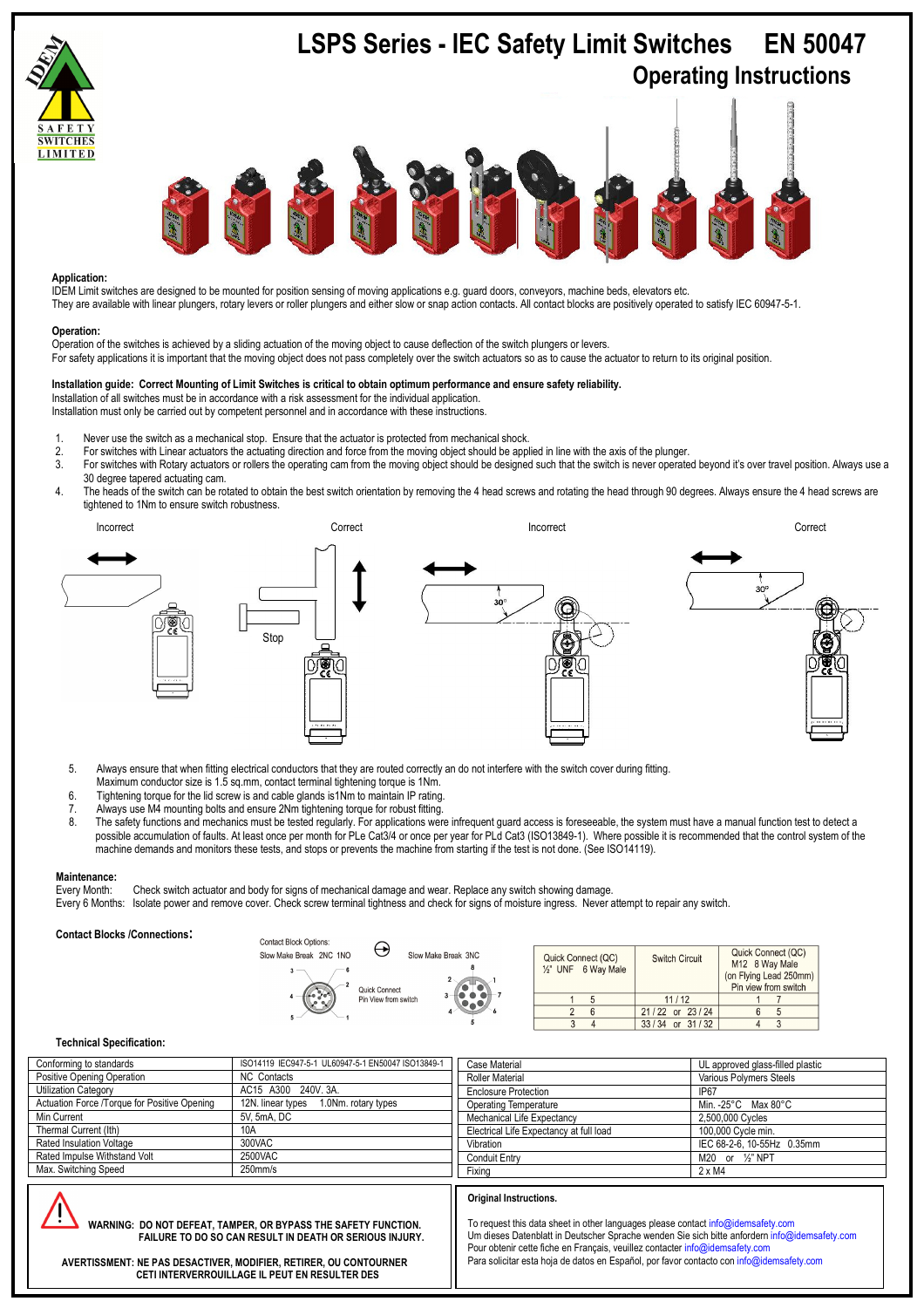# LSPS Series - IEC Safety Limit Switches EN 50047

## Operating Instructions

**Application:**
IDEM Limit switches are designed to be mounted for position sensing of moving applications e.g. guard doors, conveyors, machine beds, elevators etc.
They are available with linear plungers, rotary levers or roller plungers and either slow or snap action contacts. All contact blocks are positively operated to satisfy IEC 60947-5-1.

**Operation:**
Operation of the switches is achieved by a sliding actuation of the moving object to cause deflection of the switch plungers or levers.
For safety applications it is important that the moving object does not pass completely over the switch actuators so as to cause the actuator to return to its original position.

**Installation guide: Correct Mounting of Limit Switches is critical to obtain optimum performance and ensure safety reliability.**
Installation of all switches must be in accordance with a risk assessment for the individual application.
Installation must only be carried out by competent personnel and in accordance with these instructions.

1. Never use the switch as a mechanical stop. Ensure that the actuator is protected from mechanical shock.
2. For switches with Linear actuators the actuating direction and force from the moving object should be applied in line with the axis of the plunger.
3. For switches with Rotary actuators or rollers the operating cam from the moving object should be designed such that the switch is never operated beyond it's over travel position. Always use a 30 degree tapered actuating cam.
4. The heads of the switch can be rotated to obtain the best switch orientation by removing the 4 head screws and rotating the head through 90 degrees. Always ensure the 4 head screws are tightened to 1Nm to ensure switch robustness.

Incorrect — Correct (Stop) — Incorrect (30°) — Correct (30°)

5. Always ensure that when fitting electrical conductors that they are routed correctly an do not interfere with the switch cover during fitting. Maximum conductor size is 1.5 sq.mm, contact terminal tightening torque is 1Nm.
6. Tightening torque for the lid screw is and cable glands is1Nm to maintain IP rating.
7. Always use M4 mounting bolts and ensure 2Nm tightening torque for robust fitting.
8. The safety functions and mechanics must be tested regularly. For applications were infrequent guard access is foreseeable, the system must have a manual function test to detect a possible accumulation of faults. At least once per month for PLe Cat3/4 or once per year for PLd Cat3 (ISO13849-1). Where possible it is recommended that the control system of the machine demands and monitors these tests, and stops or prevents the machine from starting if the test is not done. (See ISO14119).

**Maintenance:**
Every Month: Check switch actuator and body for signs of mechanical damage and wear. Replace any switch showing damage.
Every 6 Months: Isolate power and remove cover. Check screw terminal tightness and check for signs of moisture ingress. Never attempt to repair any switch.

**Contact Blocks /Connections:**

Contact Block Options: Slow Make Break 2NC 1NO; Slow Make Break 3NC. Quick Connect Pin View from switch.

| Quick Connect (QC) ½" UNF 6 Way Male | | Switch Circuit | Quick Connect (QC) M12 8 Way Male (on Flying Lead 250mm) Pin view from switch | |
|---|---|---|---|---|
| 1 | 5 | 11 / 12 | 1 | 7 |
| 2 | 6 | 21 / 22 or 23 / 24 | 6 | 5 |
| 3 | 4 | 33 / 34 or 31 / 32 | 4 | 3 |

**Technical Specification:**

| | |
|---|---|
| Conforming to standards | ISO14119 IEC947-5-1 UL60947-5-1 EN50047 ISO13849-1 |
| Positive Opening Operation | NC Contacts |
| Utilization Category | AC15 A300 240V. 3A. |
| Actuation Force /Torque for Positive Opening | 12N. linear types 1.0Nm. rotary types |
| Min Current | 5V, 5mA, DC |
| Thermal Current (Ith) | 10A |
| Rated Insulation Voltage | 300VAC |
| Rated Impulse Withstand Volt | 2500VAC |
| Max. Switching Speed | 250mm/s |

| | |
|---|---|
| Case Material | UL approved glass-filled plastic |
| Roller Material | Various Polymers Steels |
| Enclosure Protection | IP67 |
| Operating Temperature | Min. -25°C Max 80°C |
| Mechanical Life Expectancy | 2,500,000 Cycles |
| Electrical Life Expectancy at full load | 100,000 Cycle min. |
| Vibration | IEC 68-2-6, 10-55Hz 0.35mm |
| Conduit Entry | M20 or ½" NPT |
| Fixing | 2 x M4 |

**WARNING: DO NOT DEFEAT, TAMPER, OR BYPASS THE SAFETY FUNCTION. FAILURE TO DO SO CAN RESULT IN DEATH OR SERIOUS INJURY.**

**AVERTISSMENT: NE PAS DESACTIVER, MODIFIER, RETIRER, OU CONTOURNER CETI INTERVERROUILLAGE IL PEUT EN RESULTER DES**

**Original Instructions.**

To request this data sheet in other languages please contact info@idemsafety.com
Um dieses Datenblatt in Deutscher Sprache wenden Sie sich bitte anfordern info@idemsafety.com
Pour obtenir cette fiche en Français, veuillez contacter info@idemsafety.com
Para solicitar esta hoja de datos en Español, por favor contacto con info@idemsafety.com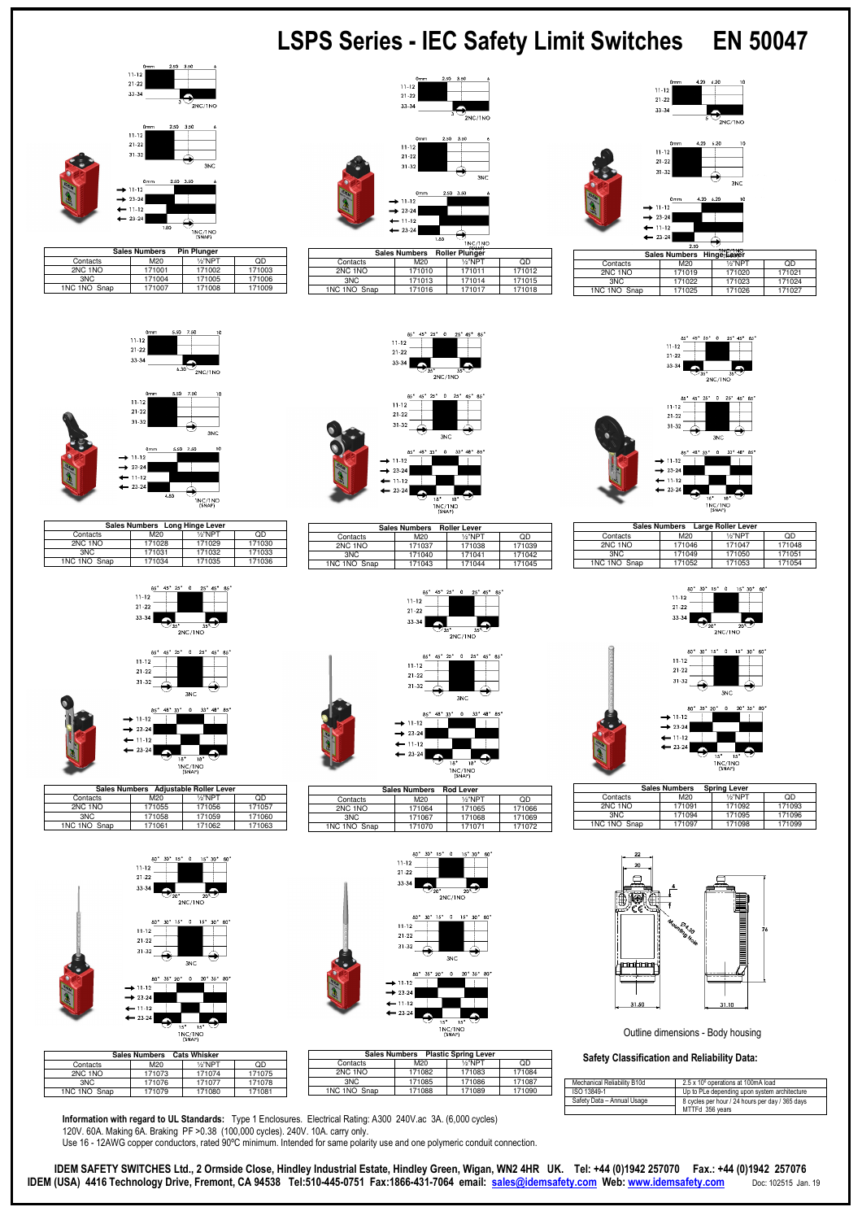# LSPS Series - IEC Safety Limit Switches EN 50047

| Sales Numbers | Pin Plunger | | |
|---|---|---|---|
| Contacts | M20 | ½"NPT | QD |
| 2NC 1NO | 171001 | 171002 | 171003 |
| 3NC | 171004 | 171005 | 171006 |
| 1NC 1NO Snap | 171007 | 171008 | 171009 |

| Sales Numbers | Roller Plunger | | |
|---|---|---|---|
| Contacts | M20 | ½"NPT | QD |
| 2NC 1NO | 171010 | 171011 | 171012 |
| 3NC | 171013 | 171014 | 171015 |
| 1NC 1NO Snap | 171016 | 171017 | 171018 |

| Sales Numbers | Hinge Lever | | |
|---|---|---|---|
| Contacts | M20 | ½"NPT | QD |
| 2NC 1NO | 171019 | 171020 | 171021 |
| 3NC | 171022 | 171023 | 171024 |
| 1NC 1NO Snap | 171025 | 171026 | 171027 |

| Sales Numbers | Long Hinge Lever | | |
|---|---|---|---|
| Contacts | M20 | ½"NPT | QD |
| 2NC 1NO | 171028 | 171029 | 171030 |
| 3NC | 171031 | 171032 | 171033 |
| 1NC 1NO Snap | 171034 | 171035 | 171036 |

| Sales Numbers | Roller Lever | | |
|---|---|---|---|
| Contacts | M20 | ½"NPT | QD |
| 2NC 1NO | 171037 | 171038 | 171039 |
| 3NC | 171040 | 171041 | 171042 |
| 1NC 1NO Snap | 171043 | 171044 | 171045 |

| Sales Numbers | Large Roller Lever | | |
|---|---|---|---|
| Contacts | M20 | ½"NPT | QD |
| 2NC 1NO | 171046 | 171047 | 171048 |
| 3NC | 171049 | 171050 | 171051 |
| 1NC 1NO Snap | 171052 | 171053 | 171054 |

| Sales Numbers | Adjustable Roller Lever | | |
|---|---|---|---|
| Contacts | M20 | ½"NPT | QD |
| 2NC 1NO | 171055 | 171056 | 171057 |
| 3NC | 171058 | 171059 | 171060 |
| 1NC 1NO Snap | 171061 | 171062 | 171063 |

| Sales Numbers | Rod Lever | | |
|---|---|---|---|
| Contacts | M20 | ½"NPT | QD |
| 2NC 1NO | 171064 | 171065 | 171066 |
| 3NC | 171067 | 171068 | 171069 |
| 1NC 1NO Snap | 171070 | 171071 | 171072 |

| Sales Numbers | Spring Lever | | |
|---|---|---|---|
| Contacts | M20 | ½"NPT | QD |
| 2NC 1NO | 171091 | 171092 | 171093 |
| 3NC | 171094 | 171095 | 171096 |
| 1NC 1NO Snap | 171097 | 171098 | 171099 |

| Sales Numbers | Cats Whisker | | |
|---|---|---|---|
| Contacts | M20 | ½"NPT | QD |
| 2NC 1NO | 171073 | 171074 | 171075 |
| 3NC | 171076 | 171077 | 171078 |
| 1NC 1NO Snap | 171079 | 171080 | 171081 |

| Sales Numbers | Plastic Spring Lever | | |
|---|---|---|---|
| Contacts | M20 | ½"NPT | QD |
| 2NC 1NO | 171082 | 171083 | 171084 |
| 3NC | 171085 | 171086 | 171087 |
| 1NC 1NO Snap | 171088 | 171089 | 171090 |

Outline dimensions - Body housing

### Safety Classification and Reliability Data:

| | |
|---|---|
| Mechanical Reliability B10d | 2.5 x $10^6$ operations at 100mA load |
| ISO 13849-1 | Up to PLe depending upon system architecture |
| Safety Data – Annual Usage | 8 cycles per hour / 24 hours per day / 365 days MTTFd 356 years |

**Information with regard to UL Standards:** Type 1 Enclosures. Electrical Rating: A300 240V.ac 3A. (6,000 cycles) 120V. 60A. Making 6A. Braking PF >0.38 (100,000 cycles). 240V. 10A. carry only.
Use 16 - 12AWG copper conductors, rated 90ºC minimum. Intended for same polarity use and one polymeric conduit connection.

**IDEM SAFETY SWITCHES Ltd., 2 Ormside Close, Hindley Industrial Estate, Hindley Green, Wigan, WN2 4HR UK. Tel: +44 (0)1942 257070 Fax.: +44 (0)1942 257076**
**IDEM (USA) 4416 Technology Drive, Fremont, CA 94538 Tel:510-445-0751 Fax:1866-431-7064 email: sales@idemsafety.com Web: www.idemsafety.com** Doc: 102515 Jan. 19